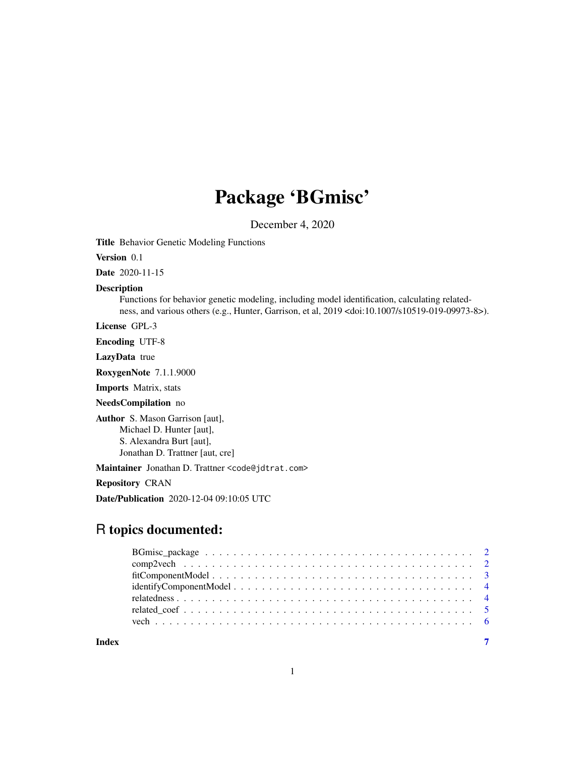# Package 'BGmisc'

December 4, 2020

**Title** Behavior Genetic Modeling Functions

**Version** 0.1

**Date** 2020-11-15

**Description**
Functions for behavior genetic modeling, including model identification, calculating relatedness, and various others (e.g., Hunter, Garrison, et al, 2019 <doi:10.1007/s10519-019-09973-8>).

**License** GPL-3

**Encoding** UTF-8

**LazyData** true

**RoxygenNote** 7.1.1.9000

**Imports** Matrix, stats

**NeedsCompilation** no

**Author** S. Mason Garrison [aut],
Michael D. Hunter [aut],
S. Alexandra Burt [aut],
Jonathan D. Trattner [aut, cre]

**Maintainer** Jonathan D. Trattner <code@jdtrat.com>

**Repository** CRAN

**Date/Publication** 2020-12-04 09:10:05 UTC

## R topics documented:

- BGmisc_package . . . . . . . . . . . . . . . . . . . . . . . . . . . . . . . . . . 2
- comp2vech . . . . . . . . . . . . . . . . . . . . . . . . . . . . . . . . . . . . . 2
- fitComponentModel . . . . . . . . . . . . . . . . . . . . . . . . . . . . . . . . 3
- identifyComponentModel . . . . . . . . . . . . . . . . . . . . . . . . . . . . . 4
- relatedness . . . . . . . . . . . . . . . . . . . . . . . . . . . . . . . . . . . . 4
- related_coef . . . . . . . . . . . . . . . . . . . . . . . . . . . . . . . . . . . 5
- vech . . . . . . . . . . . . . . . . . . . . . . . . . . . . . . . . . . . . . . . 6

**Index** 7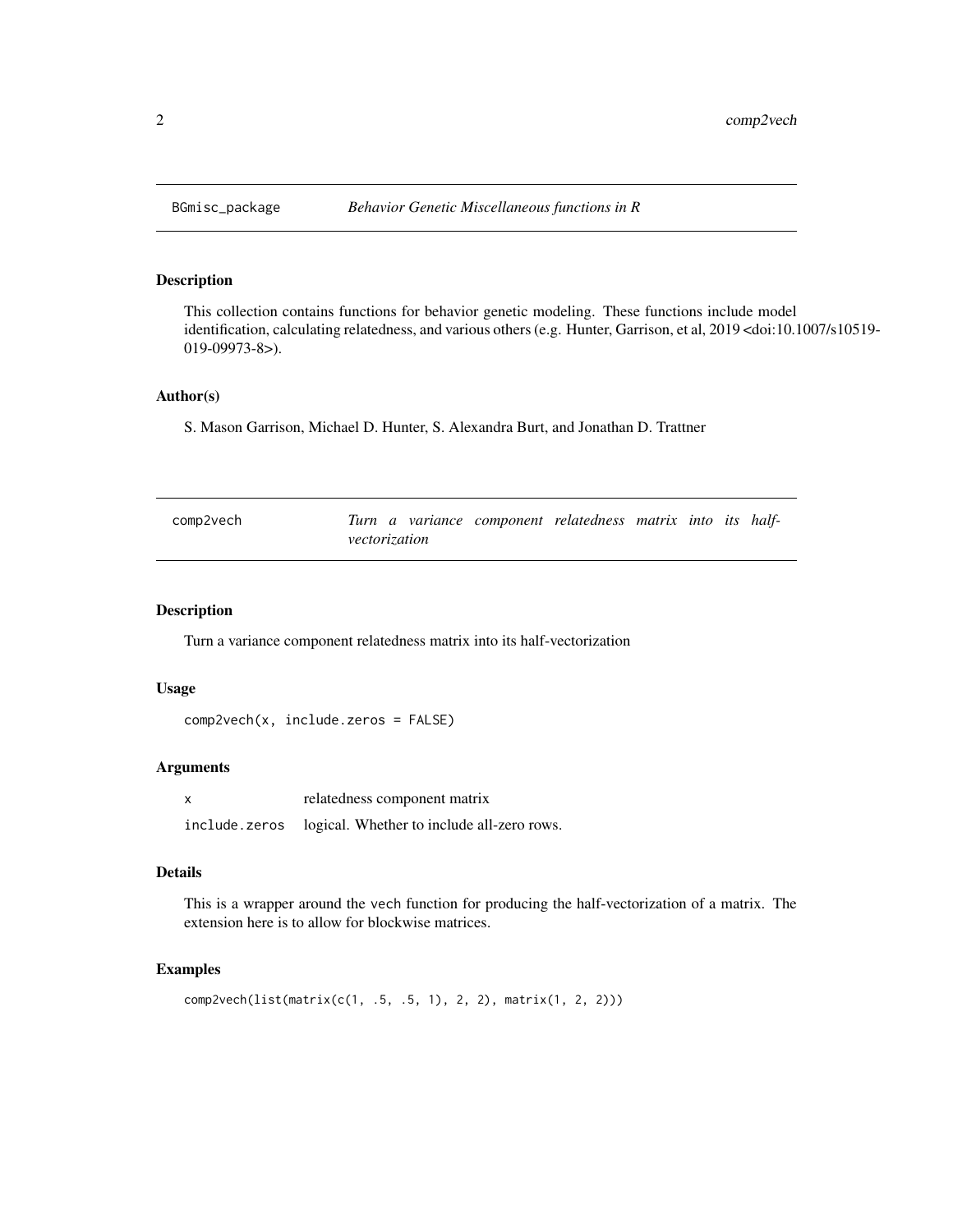## BGmisc_package *Behavior Genetic Miscellaneous functions in R*

### Description

This collection contains functions for behavior genetic modeling. These functions include model identification, calculating relatedness, and various others (e.g. Hunter, Garrison, et al, 2019 <doi:10.1007/s10519-019-09973-8>).

### Author(s)

S. Mason Garrison, Michael D. Hunter, S. Alexandra Burt, and Jonathan D. Trattner

## comp2vech *Turn a variance component relatedness matrix into its half-vectorization*

### Description

Turn a variance component relatedness matrix into its half-vectorization

### Usage

```
comp2vech(x, include.zeros = FALSE)
```

### Arguments

| | |
|---|---|
| x | relatedness component matrix |
| include.zeros | logical. Whether to include all-zero rows. |

### Details

This is a wrapper around the vech function for producing the half-vectorization of a matrix. The extension here is to allow for blockwise matrices.

### Examples

```
comp2vech(list(matrix(c(1, .5, .5, 1), 2, 2), matrix(1, 2, 2)))
```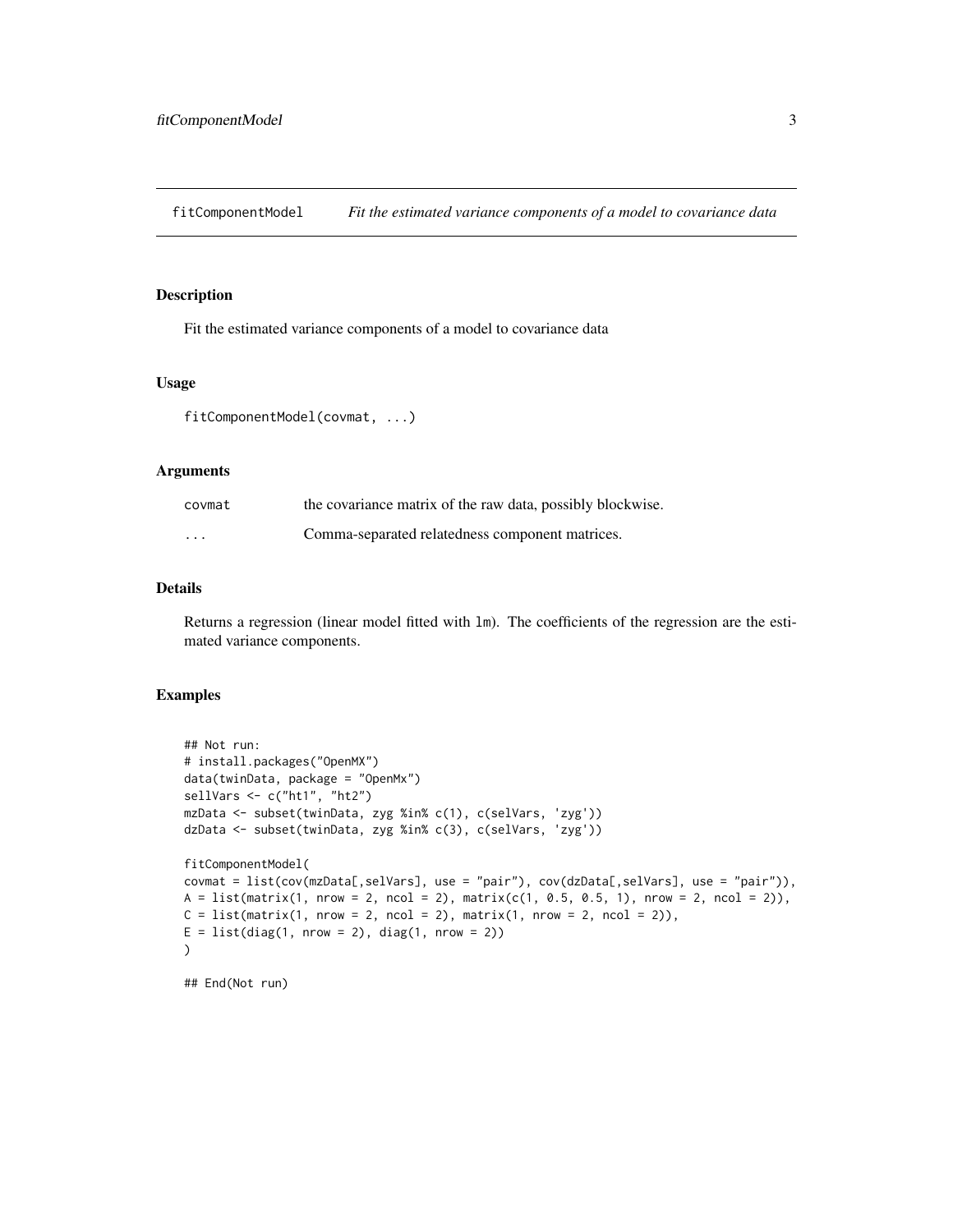fitComponentModel *Fit the estimated variance components of a model to covariance data*

## Description

Fit the estimated variance components of a model to covariance data

## Usage

```
fitComponentModel(covmat, ...)
```

## Arguments

| | |
|---|---|
| covmat | the covariance matrix of the raw data, possibly blockwise. |
| ... | Comma-separated relatedness component matrices. |

## Details

Returns a regression (linear model fitted with lm). The coefficients of the regression are the estimated variance components.

## Examples

```
## Not run:
# install.packages("OpenMX")
data(twinData, package = "OpenMx")
sellVars <- c("ht1", "ht2")
mzData <- subset(twinData, zyg %in% c(1), c(selVars, 'zyg'))
dzData <- subset(twinData, zyg %in% c(3), c(selVars, 'zyg'))

fitComponentModel(
covmat = list(cov(mzData[,selVars], use = "pair"), cov(dzData[,selVars], use = "pair")),
A = list(matrix(1, nrow = 2, ncol = 2), matrix(c(1, 0.5, 0.5, 1), nrow = 2, ncol = 2)),
C = list(matrix(1, nrow = 2, ncol = 2), matrix(1, nrow = 2, ncol = 2)),
E = list(diag(1, nrow = 2), diag(1, nrow = 2))
)

## End(Not run)
```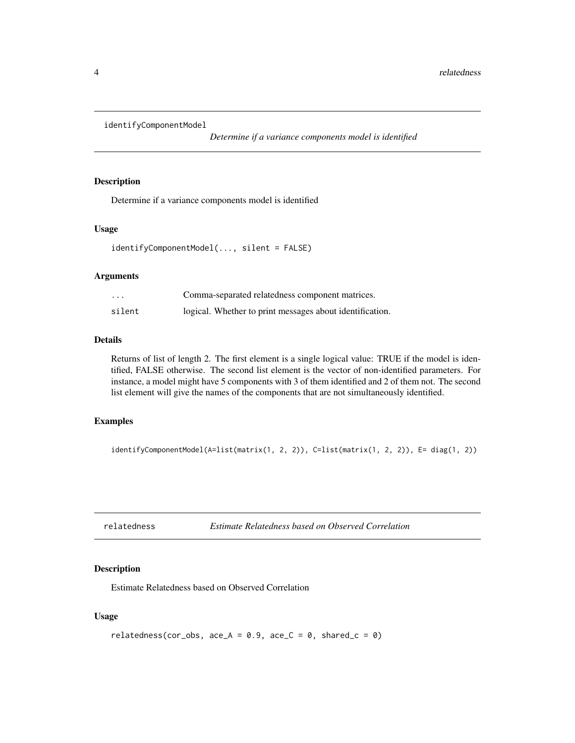## identifyComponentModel

*Determine if a variance components model is identified*

### Description

Determine if a variance components model is identified

### Usage

```
identifyComponentModel(..., silent = FALSE)
```

### Arguments

| | |
|---|---|
| `...` | Comma-separated relatedness component matrices. |
| `silent` | logical. Whether to print messages about identification. |

### Details

Returns of list of length 2. The first element is a single logical value: TRUE if the model is identified, FALSE otherwise. The second list element is the vector of non-identified parameters. For instance, a model might have 5 components with 3 of them identified and 2 of them not. The second list element will give the names of the components that are not simultaneously identified.

### Examples

```
identifyComponentModel(A=list(matrix(1, 2, 2)), C=list(matrix(1, 2, 2)), E= diag(1, 2))
```

## relatedness

*Estimate Relatedness based on Observed Correlation*

### Description

Estimate Relatedness based on Observed Correlation

### Usage

```
relatedness(cor_obs, ace_A = 0.9, ace_C = 0, shared_c = 0)
```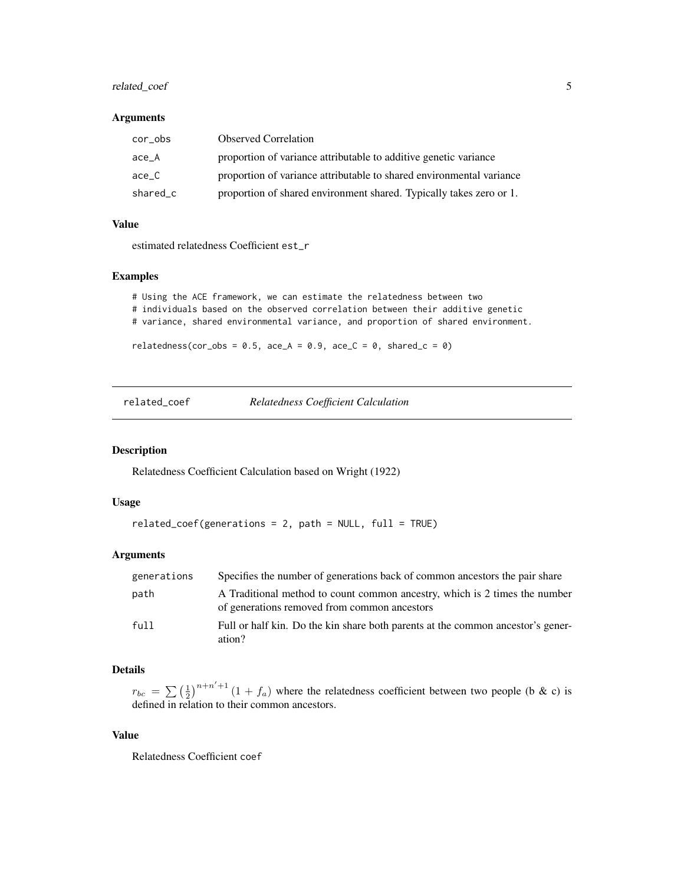### Arguments

| | |
|---|---|
| cor_obs | Observed Correlation |
| ace_A | proportion of variance attributable to additive genetic variance |
| ace_C | proportion of variance attributable to shared environmental variance |
| shared_c | proportion of shared environment shared. Typically takes zero or 1. |

### Value

estimated relatedness Coefficient `est_r`

### Examples

```
# Using the ACE framework, we can estimate the relatedness between two
# individuals based on the observed correlation between their additive genetic
# variance, shared environmental variance, and proportion of shared environment.

relatedness(cor_obs = 0.5, ace_A = 0.9, ace_C = 0, shared_c = 0)
```

---

## related_coef *Relatedness Coefficient Calculation*

### Description

Relatedness Coefficient Calculation based on Wright (1922)

### Usage

```
related_coef(generations = 2, path = NULL, full = TRUE)
```

### Arguments

| | |
|---|---|
| generations | Specifies the number of generations back of common ancestors the pair share |
| path | A Traditional method to count common ancestry, which is 2 times the number of generations removed from common ancestors |
| full | Full or half kin. Do the kin share both parents at the common ancestor's generation? |

### Details

$r_{bc} = \sum \left(\frac{1}{2}\right)^{n+n'+1} (1 + f_a)$ where the relatedness coefficient between two people (b & c) is defined in relation to their common ancestors.

### Value

Relatedness Coefficient `coef`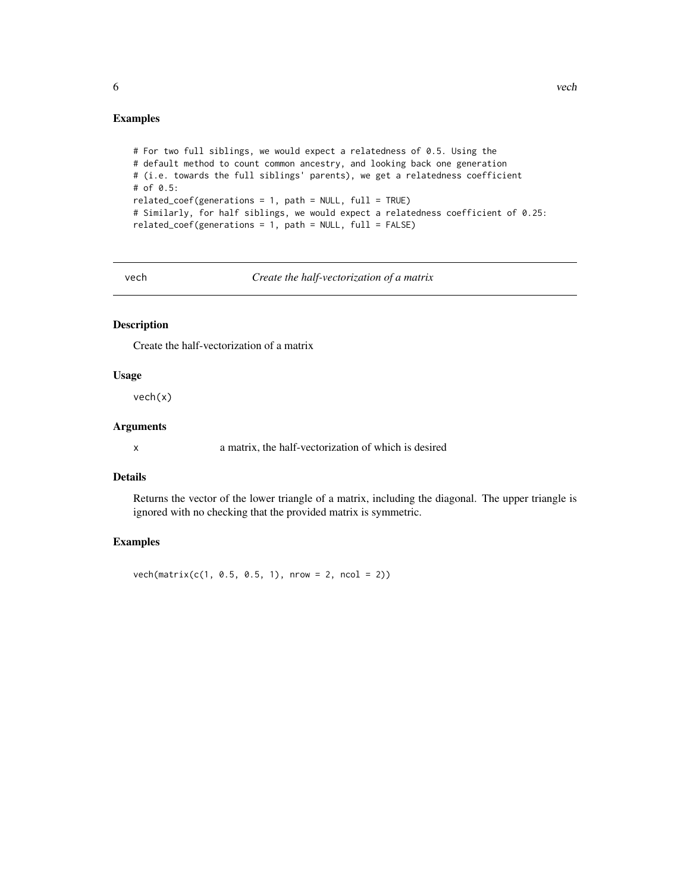## Examples

```
# For two full siblings, we would expect a relatedness of 0.5. Using the
# default method to count common ancestry, and looking back one generation
# (i.e. towards the full siblings' parents), we get a relatedness coefficient
# of 0.5:
related_coef(generations = 1, path = NULL, full = TRUE)
# Similarly, for half siblings, we would expect a relatedness coefficient of 0.25:
related_coef(generations = 1, path = NULL, full = FALSE)
```

---

# vech — *Create the half-vectorization of a matrix*

---

## Description

Create the half-vectorization of a matrix

## Usage

```
vech(x)
```

## Arguments

| | |
|---|---|
| x | a matrix, the half-vectorization of which is desired |

## Details

Returns the vector of the lower triangle of a matrix, including the diagonal. The upper triangle is ignored with no checking that the provided matrix is symmetric.

## Examples

```
vech(matrix(c(1, 0.5, 0.5, 1), nrow = 2, ncol = 2))
```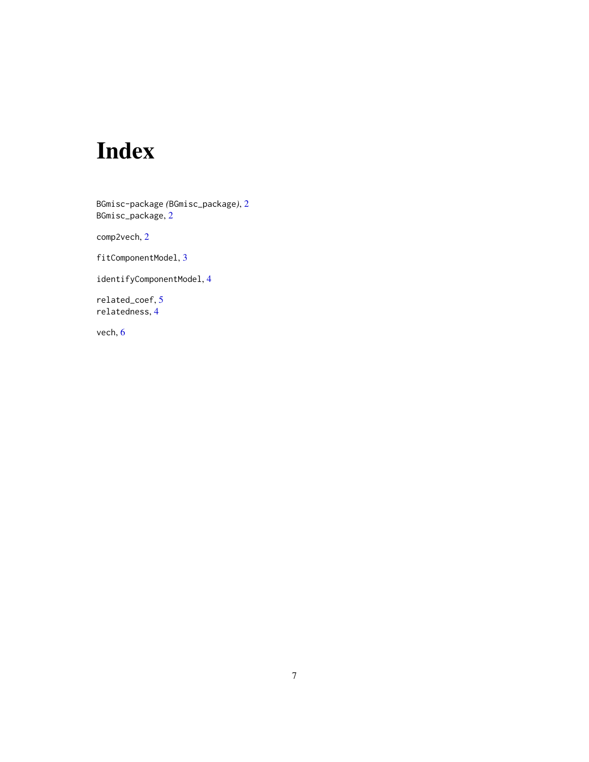# Index

BGmisc-package (BGmisc_package), 2
BGmisc_package, 2

comp2vech, 2

fitComponentModel, 3

identifyComponentModel, 4

related_coef, 5
relatedness, 4

vech, 6